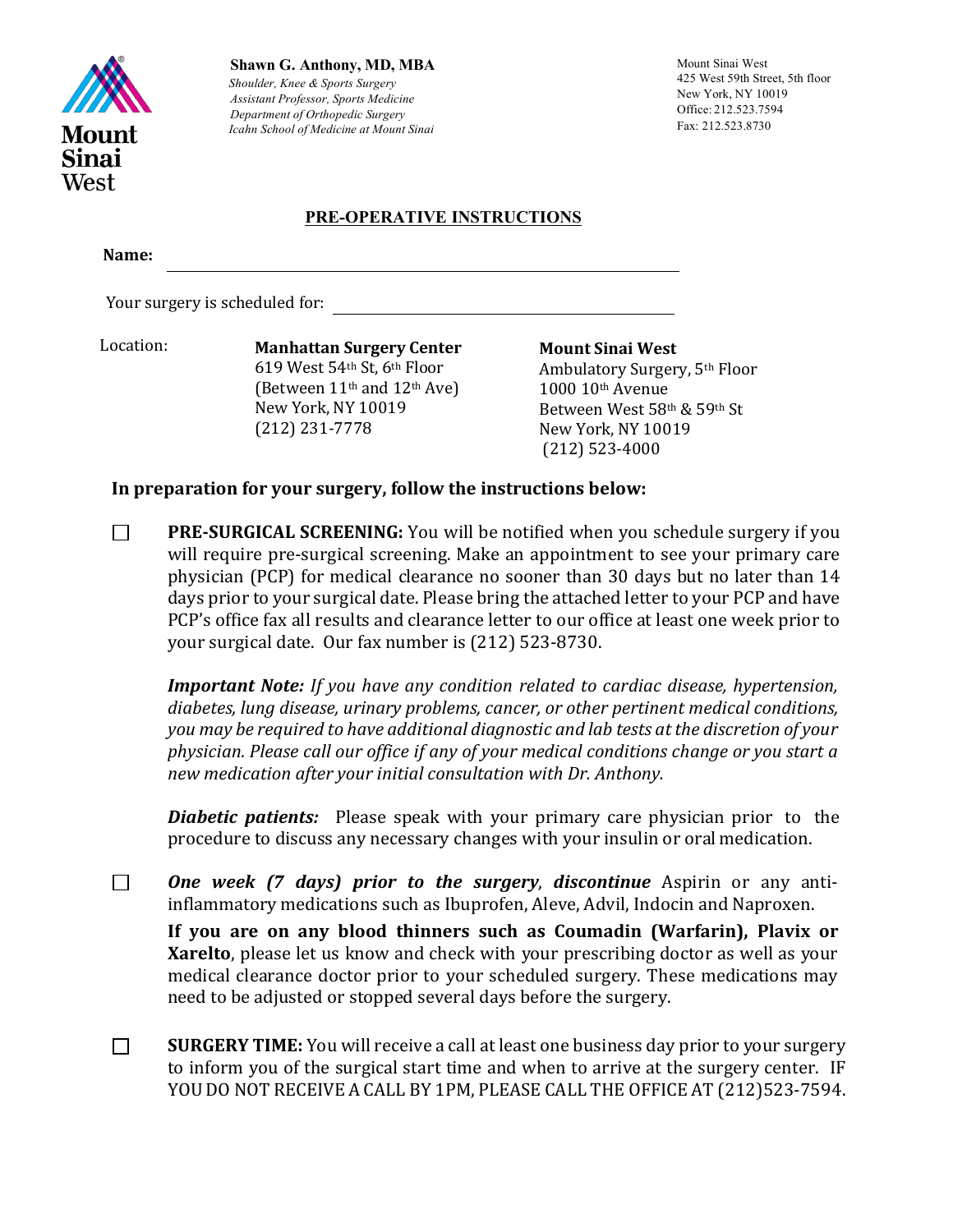**Mount Sinai West**

**Shawn G. Anthony, MD, MBA**
*Shoulder, Knee & Sports Surgery*
*Assistant Professor, Sports Medicine*
*Department of Orthopedic Surgery*
*Icahn School of Medicine at Mount Sinai*

Mount Sinai West
425 West 59th Street, 5th floor
New York, NY 10019
Office: 212.523.7594
Fax: 212.523.8730

## PRE-OPERATIVE INSTRUCTIONS

**Name:** ______________________________________________

Your surgery is scheduled for: ________________________________

Location:

**Manhattan Surgery Center**
619 West 54th St, 6th Floor
(Between 11th and 12th Ave)
New York, NY 10019
(212) 231-7778

**Mount Sinai West**
Ambulatory Surgery, 5th Floor
1000 10th Avenue
Between West 58th & 59th St
New York, NY 10019
(212) 523-4000

**In preparation for your surgery, follow the instructions below:**

☐ **PRE-SURGICAL SCREENING:** You will be notified when you schedule surgery if you will require pre-surgical screening. Make an appointment to see your primary care physician (PCP) for medical clearance no sooner than 30 days but no later than 14 days prior to your surgical date. Please bring the attached letter to your PCP and have PCP's office fax all results and clearance letter to our office at least one week prior to your surgical date. Our fax number is (212) 523-8730.

***Important Note:*** *If you have any condition related to cardiac disease, hypertension, diabetes, lung disease, urinary problems, cancer, or other pertinent medical conditions, you may be required to have additional diagnostic and lab tests at the discretion of your physician. Please call our office if any of your medical conditions change or you start a new medication after your initial consultation with Dr. Anthony.*

***Diabetic patients:*** Please speak with your primary care physician prior to the procedure to discuss any necessary changes with your insulin or oral medication.

☐ ***One week (7 days) prior to the surgery***, ***discontinue*** Aspirin or any anti-inflammatory medications such as Ibuprofen, Aleve, Advil, Indocin and Naproxen.

**If you are on any blood thinners such as Coumadin (Warfarin), Plavix or Xarelto**, please let us know and check with your prescribing doctor as well as your medical clearance doctor prior to your scheduled surgery. These medications may need to be adjusted or stopped several days before the surgery.

☐ **SURGERY TIME:** You will receive a call at least one business day prior to your surgery to inform you of the surgical start time and when to arrive at the surgery center. IF YOU DO NOT RECEIVE A CALL BY 1PM, PLEASE CALL THE OFFICE AT (212)523-7594.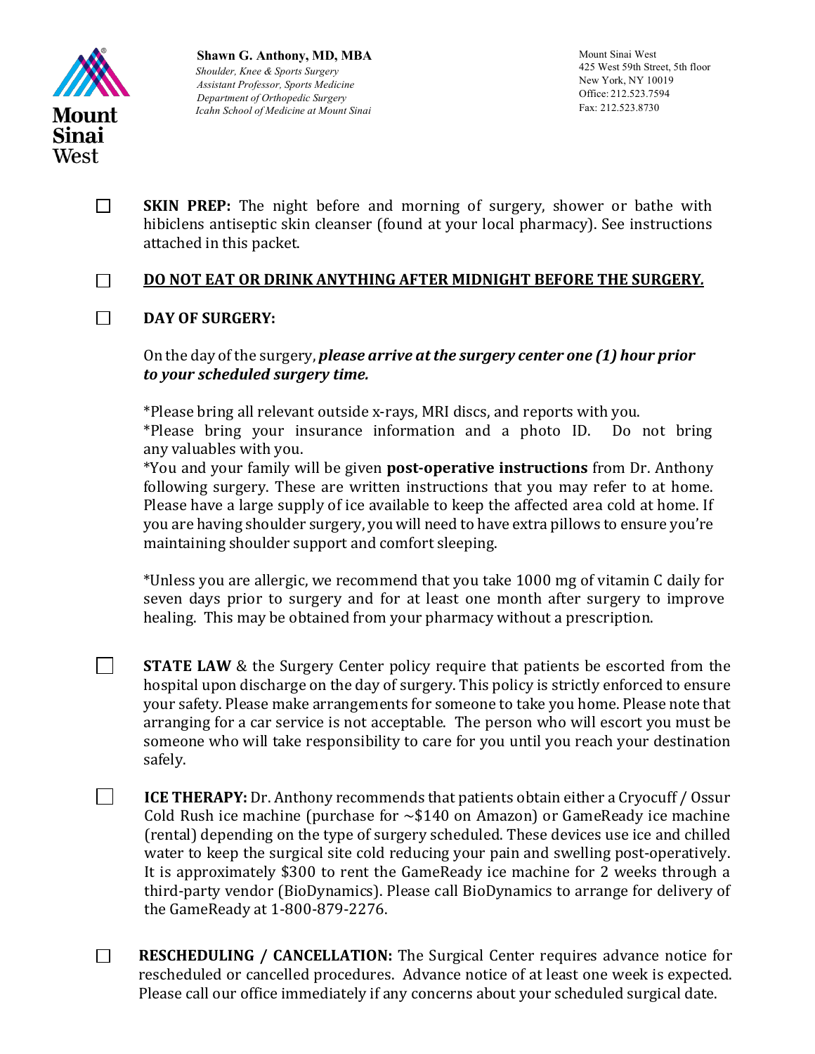**Shawn G. Anthony, MD, MBA**
*Shoulder, Knee & Sports Surgery*
*Assistant Professor, Sports Medicine*
*Department of Orthopedic Surgery*
*Icahn School of Medicine at Mount Sinai*

Mount Sinai West
425 West 59th Street, 5th floor
New York, NY 10019
Office: 212.523.7594
Fax: 212.523.8730

- ☐ **SKIN PREP:** The night before and morning of surgery, shower or bathe with hibiclens antiseptic skin cleanser (found at your local pharmacy). See instructions attached in this packet.

- ☐ **DO NOT EAT OR DRINK ANYTHING AFTER MIDNIGHT BEFORE THE SURGERY.**

- ☐ **DAY OF SURGERY:**

  On the day of the surgery, ***please arrive at the surgery center one (1) hour prior to your scheduled surgery time.***

  *Please bring all relevant outside x-rays, MRI discs, and reports with you.
  *Please bring your insurance information and a photo ID. Do not bring any valuables with you.
  *You and your family will be given **post-operative instructions** from Dr. Anthony following surgery. These are written instructions that you may refer to at home. Please have a large supply of ice available to keep the affected area cold at home. If you are having shoulder surgery, you will need to have extra pillows to ensure you're maintaining shoulder support and comfort sleeping.

  *Unless you are allergic, we recommend that you take 1000 mg of vitamin C daily for seven days prior to surgery and for at least one month after surgery to improve healing. This may be obtained from your pharmacy without a prescription.

- ☐ **STATE LAW** & the Surgery Center policy require that patients be escorted from the hospital upon discharge on the day of surgery. This policy is strictly enforced to ensure your safety. Please make arrangements for someone to take you home. Please note that arranging for a car service is not acceptable. The person who will escort you must be someone who will take responsibility to care for you until you reach your destination safely.

- ☐ **ICE THERAPY:** Dr. Anthony recommends that patients obtain either a Cryocuff / Ossur Cold Rush ice machine (purchase for ~$140 on Amazon) or GameReady ice machine (rental) depending on the type of surgery scheduled. These devices use ice and chilled water to keep the surgical site cold reducing your pain and swelling post-operatively. It is approximately $300 to rent the GameReady ice machine for 2 weeks through a third-party vendor (BioDynamics). Please call BioDynamics to arrange for delivery of the GameReady at 1-800-879-2276.

- ☐ **RESCHEDULING / CANCELLATION:** The Surgical Center requires advance notice for rescheduled or cancelled procedures. Advance notice of at least one week is expected. Please call our office immediately if any concerns about your scheduled surgical date.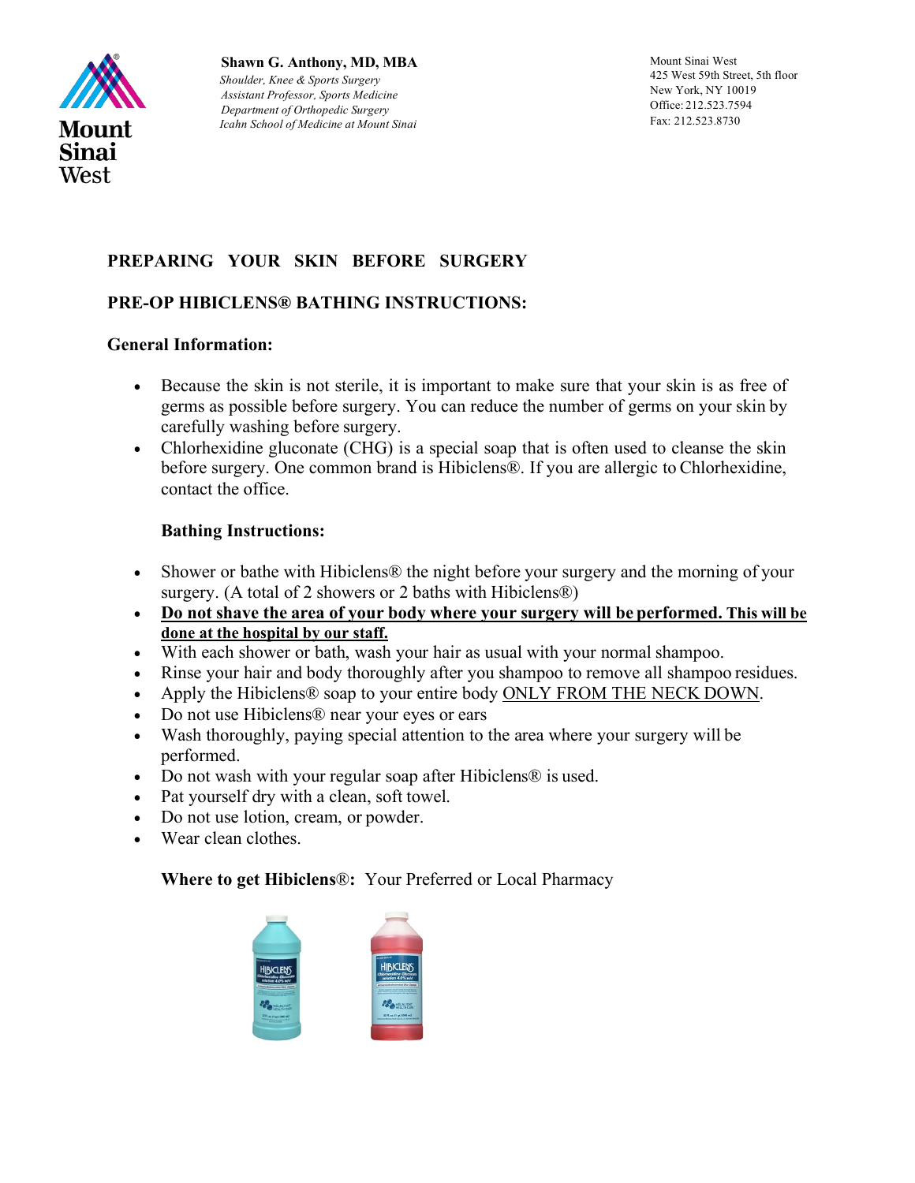**Shawn G. Anthony, MD, MBA**
*Shoulder, Knee & Sports Surgery*
*Assistant Professor, Sports Medicine*
*Department of Orthopedic Surgery*
*Icahn School of Medicine at Mount Sinai*

Mount Sinai West
425 West 59th Street, 5th floor
New York, NY 10019
Office: 212.523.7594
Fax: 212.523.8730

## PREPARING YOUR SKIN BEFORE SURGERY

## PRE-OP HIBICLENS® BATHING INSTRUCTIONS:

### General Information:

- Because the skin is not sterile, it is important to make sure that your skin is as free of germs as possible before surgery. You can reduce the number of germs on your skin by carefully washing before surgery.
- Chlorhexidine gluconate (CHG) is a special soap that is often used to cleanse the skin before surgery. One common brand is Hibiclens®. If you are allergic to Chlorhexidine, contact the office.

### Bathing Instructions:

- Shower or bathe with Hibiclens® the night before your surgery and the morning of your surgery. (A total of 2 showers or 2 baths with Hibiclens®)
- **Do not shave the area of your body where your surgery will be performed. This will be done at the hospital by our staff.**
- With each shower or bath, wash your hair as usual with your normal shampoo.
- Rinse your hair and body thoroughly after you shampoo to remove all shampoo residues.
- Apply the Hibiclens® soap to your entire body ONLY FROM THE NECK DOWN.
- Do not use Hibiclens® near your eyes or ears
- Wash thoroughly, paying special attention to the area where your surgery will be performed.
- Do not wash with your regular soap after Hibiclens® is used.
- Pat yourself dry with a clean, soft towel.
- Do not use lotion, cream, or powder.
- Wear clean clothes.

**Where to get Hibiclens®:** Your Preferred or Local Pharmacy